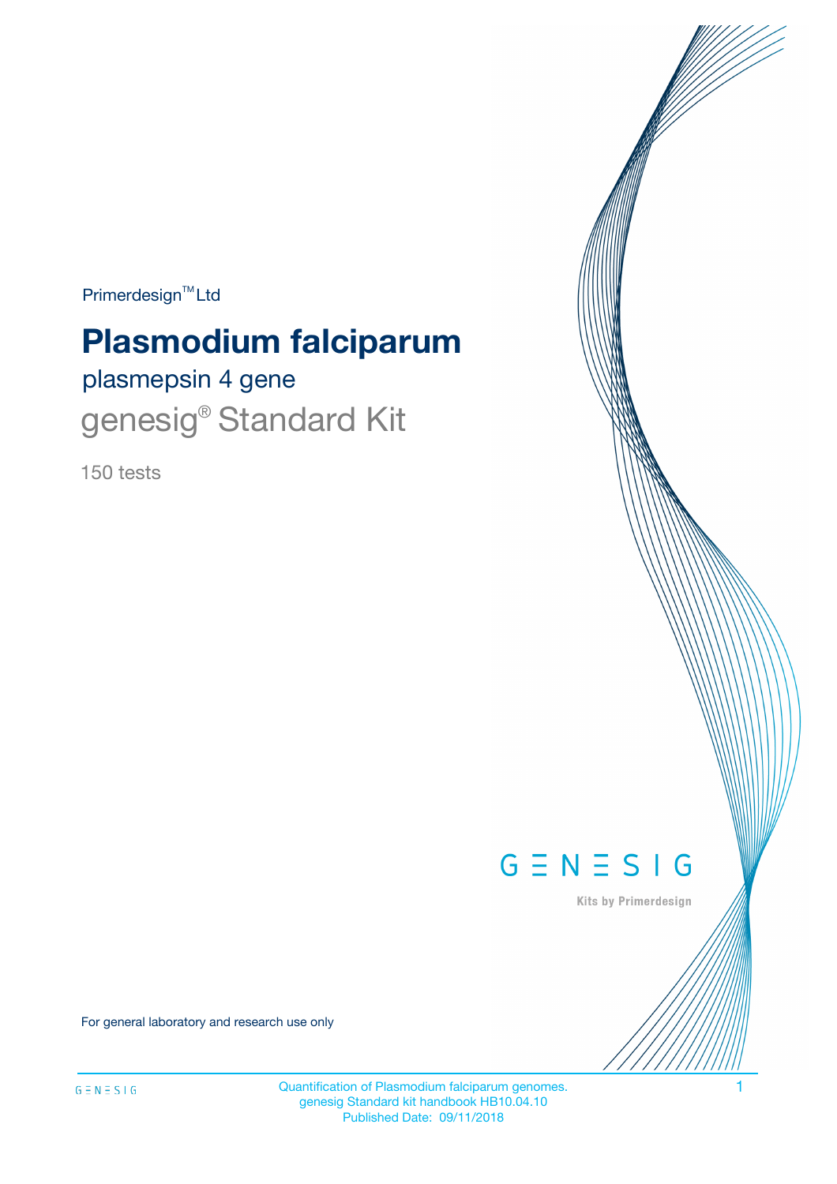Primerdesign™ Ltd

# Plasmodium falciparum

## plasmepsin 4 gene

## genesig® Standard Kit

150 tests

GENESIG

Kits by Primerdesign

For general laboratory and research use only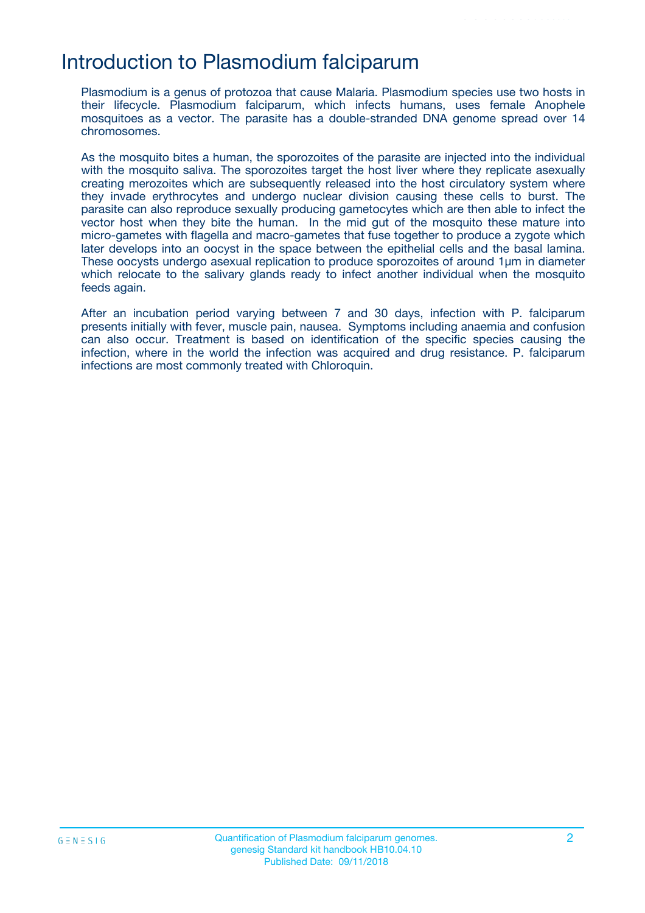# Introduction to Plasmodium falciparum

Plasmodium is a genus of protozoa that cause Malaria. Plasmodium species use two hosts in their lifecycle. Plasmodium falciparum, which infects humans, uses female Anophele mosquitoes as a vector. The parasite has a double-stranded DNA genome spread over 14 chromosomes.

As the mosquito bites a human, the sporozoites of the parasite are injected into the individual with the mosquito saliva. The sporozoites target the host liver where they replicate asexually creating merozoites which are subsequently released into the host circulatory system where they invade erythrocytes and undergo nuclear division causing these cells to burst. The parasite can also reproduce sexually producing gametocytes which are then able to infect the vector host when they bite the human.  In the mid gut of the mosquito these mature into micro-gametes with flagella and macro-gametes that fuse together to produce a zygote which later develops into an oocyst in the space between the epithelial cells and the basal lamina. These oocysts undergo asexual replication to produce sporozoites of around 1µm in diameter which relocate to the salivary glands ready to infect another individual when the mosquito feeds again.

After an incubation period varying between 7 and 30 days, infection with P. falciparum presents initially with fever, muscle pain, nausea.  Symptoms including anaemia and confusion can also occur. Treatment is based on identification of the specific species causing the infection, where in the world the infection was acquired and drug resistance. P. falciparum infections are most commonly treated with Chloroquin.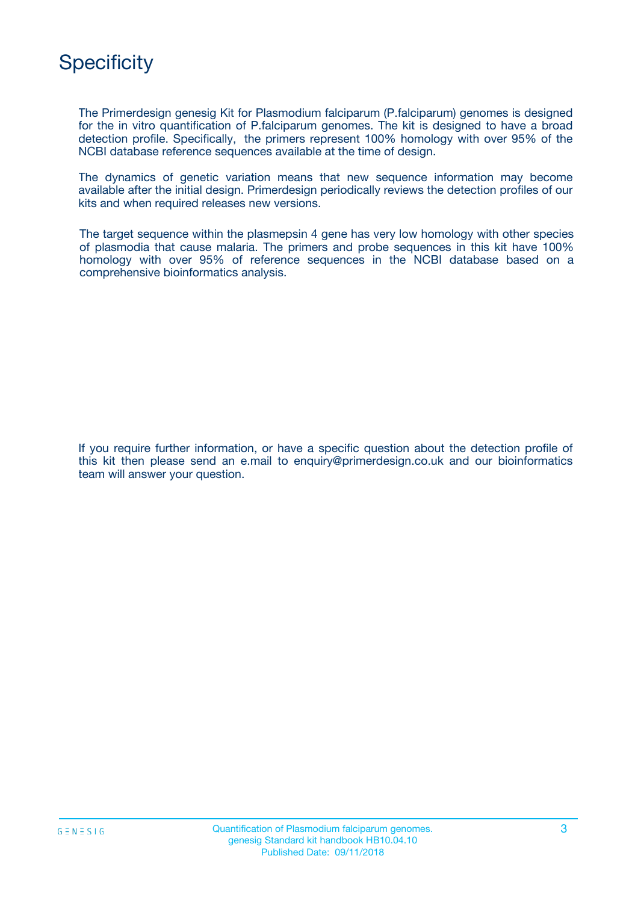# Specificity

The Primerdesign genesig Kit for Plasmodium falciparum (P.falciparum) genomes is designed for the in vitro quantification of P.falciparum genomes. The kit is designed to have a broad detection profile. Specifically, the primers represent 100% homology with over 95% of the NCBI database reference sequences available at the time of design.

The dynamics of genetic variation means that new sequence information may become available after the initial design. Primerdesign periodically reviews the detection profiles of our kits and when required releases new versions.

The target sequence within the plasmepsin 4 gene has very low homology with other species of plasmodia that cause malaria. The primers and probe sequences in this kit have 100% homology with over 95% of reference sequences in the NCBI database based on a comprehensive bioinformatics analysis.

If you require further information, or have a specific question about the detection profile of this kit then please send an e.mail to enquiry@primerdesign.co.uk and our bioinformatics team will answer your question.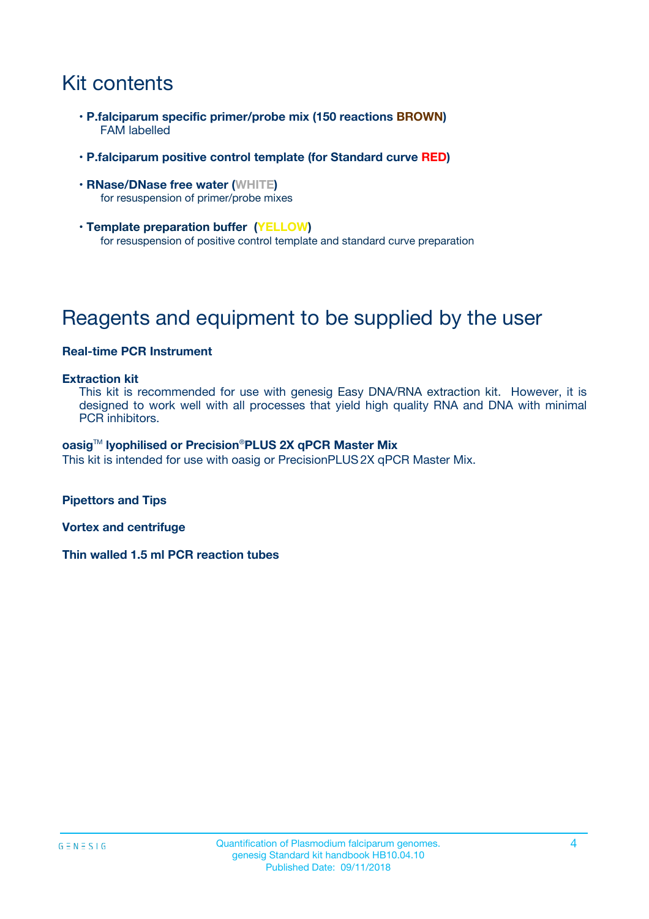# Kit contents

- **P.falciparum specific primer/probe mix (150 reactions BROWN)**
  FAM labelled
- **P.falciparum positive control template (for Standard curve RED)**
- **RNase/DNase free water (WHITE)**
  for resuspension of primer/probe mixes
- **Template preparation buffer (YELLOW)**
  for resuspension of positive control template and standard curve preparation

# Reagents and equipment to be supplied by the user

**Real-time PCR Instrument**

**Extraction kit**

This kit is recommended for use with genesig Easy DNA/RNA extraction kit. However, it is designed to work well with all processes that yield high quality RNA and DNA with minimal PCR inhibitors.

**oasig™ lyophilised or Precision®PLUS 2X qPCR Master Mix**

This kit is intended for use with oasig or PrecisionPLUS 2X qPCR Master Mix.

**Pipettors and Tips**

**Vortex and centrifuge**

**Thin walled 1.5 ml PCR reaction tubes**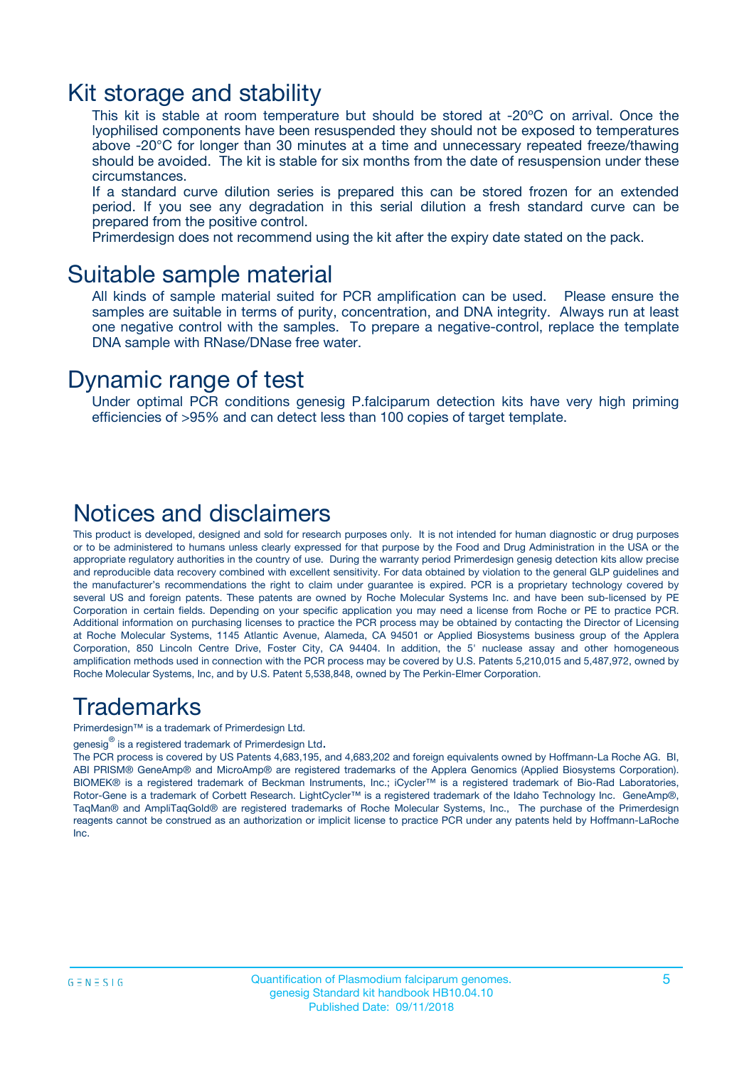# Kit storage and stability

This kit is stable at room temperature but should be stored at -20ºC on arrival. Once the lyophilised components have been resuspended they should not be exposed to temperatures above -20°C for longer than 30 minutes at a time and unnecessary repeated freeze/thawing should be avoided. The kit is stable for six months from the date of resuspension under these circumstances.

If a standard curve dilution series is prepared this can be stored frozen for an extended period. If you see any degradation in this serial dilution a fresh standard curve can be prepared from the positive control.

Primerdesign does not recommend using the kit after the expiry date stated on the pack.

# Suitable sample material

All kinds of sample material suited for PCR amplification can be used. Please ensure the samples are suitable in terms of purity, concentration, and DNA integrity. Always run at least one negative control with the samples. To prepare a negative-control, replace the template DNA sample with RNase/DNase free water.

# Dynamic range of test

Under optimal PCR conditions genesig P.falciparum detection kits have very high priming efficiencies of >95% and can detect less than 100 copies of target template.

# Notices and disclaimers

This product is developed, designed and sold for research purposes only. It is not intended for human diagnostic or drug purposes or to be administered to humans unless clearly expressed for that purpose by the Food and Drug Administration in the USA or the appropriate regulatory authorities in the country of use. During the warranty period Primerdesign genesig detection kits allow precise and reproducible data recovery combined with excellent sensitivity. For data obtained by violation to the general GLP guidelines and the manufacturer's recommendations the right to claim under guarantee is expired. PCR is a proprietary technology covered by several US and foreign patents. These patents are owned by Roche Molecular Systems Inc. and have been sub-licensed by PE Corporation in certain fields. Depending on your specific application you may need a license from Roche or PE to practice PCR. Additional information on purchasing licenses to practice the PCR process may be obtained by contacting the Director of Licensing at Roche Molecular Systems, 1145 Atlantic Avenue, Alameda, CA 94501 or Applied Biosystems business group of the Applera Corporation, 850 Lincoln Centre Drive, Foster City, CA 94404. In addition, the 5' nuclease assay and other homogeneous amplification methods used in connection with the PCR process may be covered by U.S. Patents 5,210,015 and 5,487,972, owned by Roche Molecular Systems, Inc, and by U.S. Patent 5,538,848, owned by The Perkin-Elmer Corporation.

# Trademarks

Primerdesign™ is a trademark of Primerdesign Ltd.

genesig® is a registered trademark of Primerdesign Ltd.

The PCR process is covered by US Patents 4,683,195, and 4,683,202 and foreign equivalents owned by Hoffmann-La Roche AG. BI, ABI PRISM® GeneAmp® and MicroAmp® are registered trademarks of the Applera Genomics (Applied Biosystems Corporation). BIOMEK® is a registered trademark of Beckman Instruments, Inc.; iCycler™ is a registered trademark of Bio-Rad Laboratories, Rotor-Gene is a trademark of Corbett Research. LightCycler™ is a registered trademark of the Idaho Technology Inc. GeneAmp®, TaqMan® and AmpliTaqGold® are registered trademarks of Roche Molecular Systems, Inc., The purchase of the Primerdesign reagents cannot be construed as an authorization or implicit license to practice PCR under any patents held by Hoffmann-LaRoche Inc.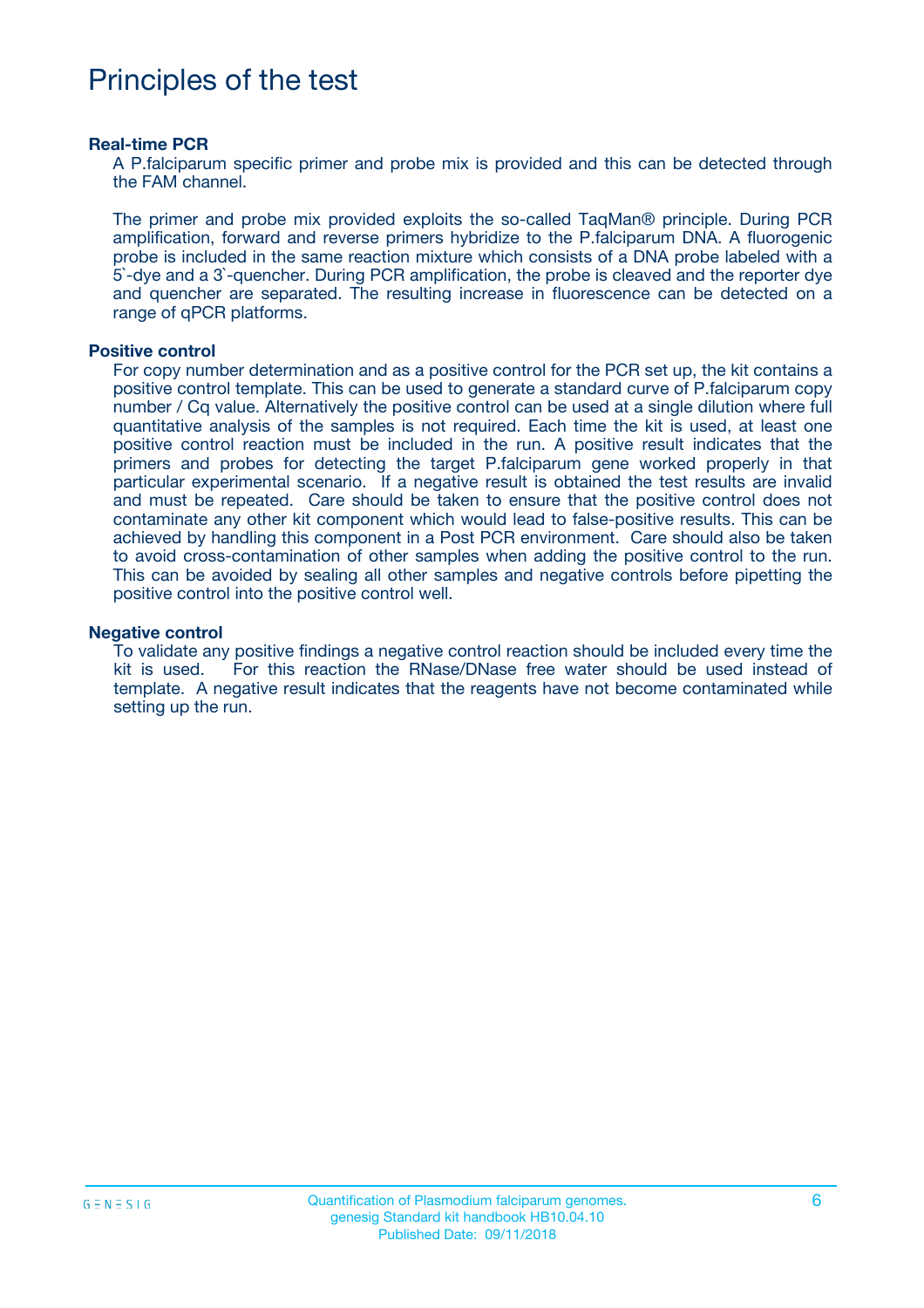# Principles of the test

### Real-time PCR

A P.falciparum specific primer and probe mix is provided and this can be detected through the FAM channel.

The primer and probe mix provided exploits the so-called TaqMan® principle. During PCR amplification, forward and reverse primers hybridize to the P.falciparum DNA. A fluorogenic probe is included in the same reaction mixture which consists of a DNA probe labeled with a 5`-dye and a 3`-quencher. During PCR amplification, the probe is cleaved and the reporter dye and quencher are separated. The resulting increase in fluorescence can be detected on a range of qPCR platforms.

### Positive control

For copy number determination and as a positive control for the PCR set up, the kit contains a positive control template. This can be used to generate a standard curve of P.falciparum copy number / Cq value. Alternatively the positive control can be used at a single dilution where full quantitative analysis of the samples is not required. Each time the kit is used, at least one positive control reaction must be included in the run. A positive result indicates that the primers and probes for detecting the target P.falciparum gene worked properly in that particular experimental scenario. If a negative result is obtained the test results are invalid and must be repeated. Care should be taken to ensure that the positive control does not contaminate any other kit component which would lead to false-positive results. This can be achieved by handling this component in a Post PCR environment. Care should also be taken to avoid cross-contamination of other samples when adding the positive control to the run. This can be avoided by sealing all other samples and negative controls before pipetting the positive control into the positive control well.

### Negative control

To validate any positive findings a negative control reaction should be included every time the kit is used. For this reaction the RNase/DNase free water should be used instead of template. A negative result indicates that the reagents have not become contaminated while setting up the run.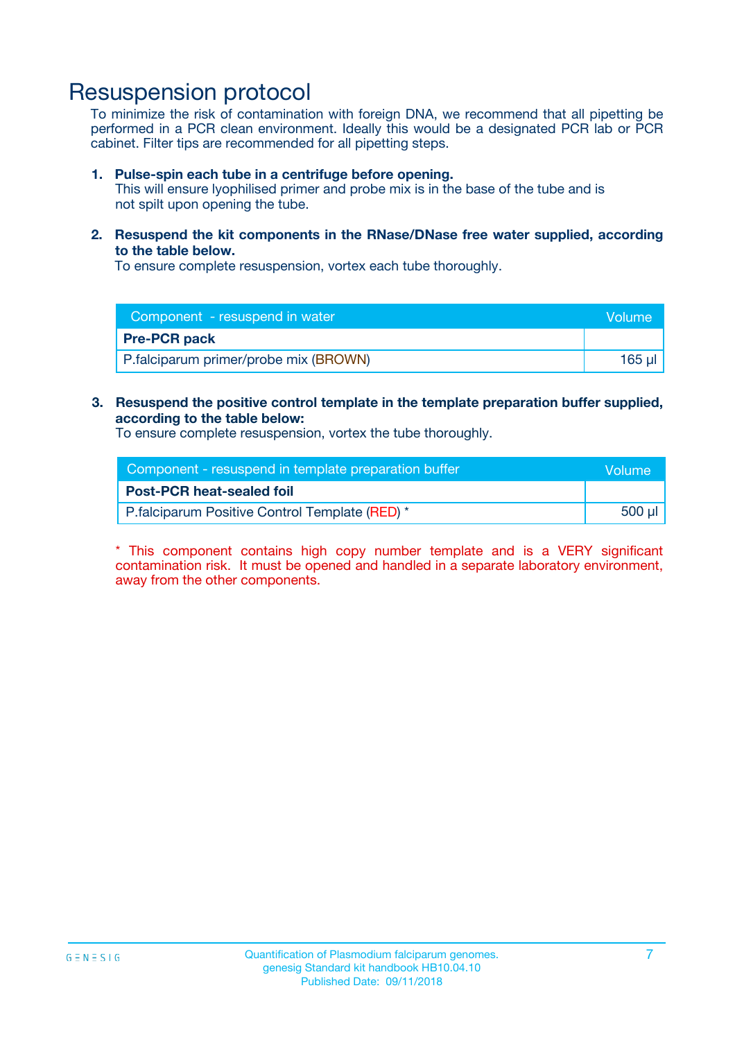# Resuspension protocol

To minimize the risk of contamination with foreign DNA, we recommend that all pipetting be performed in a PCR clean environment. Ideally this would be a designated PCR lab or PCR cabinet. Filter tips are recommended for all pipetting steps.

1. **Pulse-spin each tube in a centrifuge before opening.**
   This will ensure lyophilised primer and probe mix is in the base of the tube and is not spilt upon opening the tube.

2. **Resuspend the kit components in the RNase/DNase free water supplied, according to the table below.**
   To ensure complete resuspension, vortex each tube thoroughly.

| Component - resuspend in water | Volume |
|---|---|
| **Pre-PCR pack** | |
| P.falciparum primer/probe mix (BROWN) | 165 µl |

3. **Resuspend the positive control template in the template preparation buffer supplied, according to the table below:**
   To ensure complete resuspension, vortex the tube thoroughly.

| Component - resuspend in template preparation buffer | Volume |
|---|---|
| **Post-PCR heat-sealed foil** | |
| P.falciparum Positive Control Template (RED) * | 500 µl |

* This component contains high copy number template and is a VERY significant contamination risk. It must be opened and handled in a separate laboratory environment, away from the other components.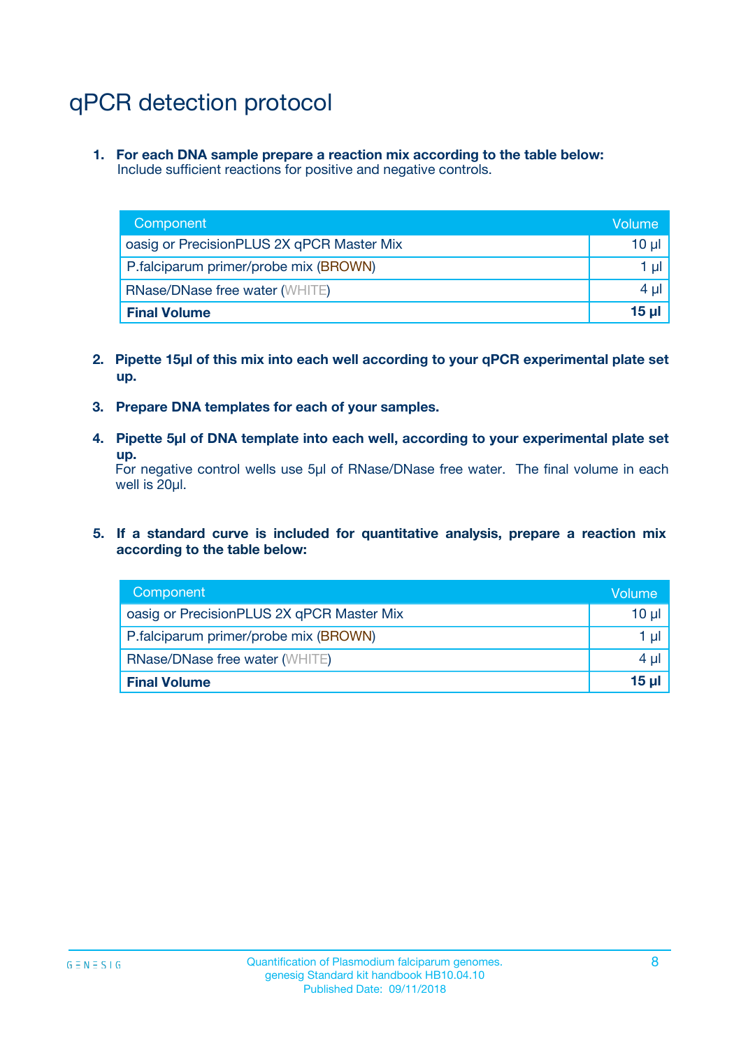# qPCR detection protocol

1. **For each DNA sample prepare a reaction mix according to the table below:**
   Include sufficient reactions for positive and negative controls.

| Component | Volume |
|---|---|
| oasig or PrecisionPLUS 2X qPCR Master Mix | 10 µl |
| P.falciparum primer/probe mix (BROWN) | 1 µl |
| RNase/DNase free water (WHITE) | 4 µl |
| **Final Volume** | **15 µl** |

2. **Pipette 15µl of this mix into each well according to your qPCR experimental plate set up.**

3. **Prepare DNA templates for each of your samples.**

4. **Pipette 5µl of DNA template into each well, according to your experimental plate set up.**
   For negative control wells use 5µl of RNase/DNase free water. The final volume in each well is 20µl.

5. **If a standard curve is included for quantitative analysis, prepare a reaction mix according to the table below:**

| Component | Volume |
|---|---|
| oasig or PrecisionPLUS 2X qPCR Master Mix | 10 µl |
| P.falciparum primer/probe mix (BROWN) | 1 µl |
| RNase/DNase free water (WHITE) | 4 µl |
| **Final Volume** | **15 µl** |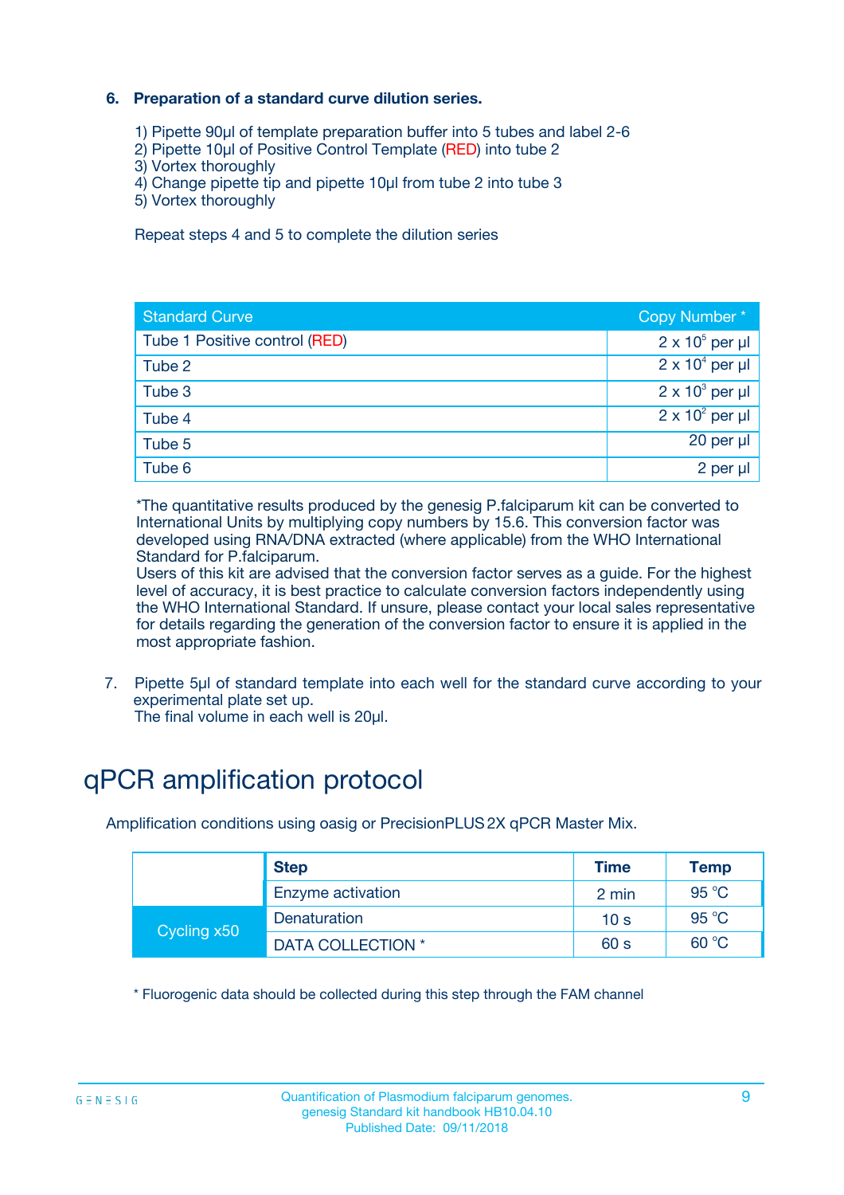### 6. Preparation of a standard curve dilution series.

1) Pipette 90µl of template preparation buffer into 5 tubes and label 2-6
2) Pipette 10µl of Positive Control Template (RED) into tube 2
3) Vortex thoroughly
4) Change pipette tip and pipette 10µl from tube 2 into tube 3
5) Vortex thoroughly

Repeat steps 4 and 5 to complete the dilution series

| Standard Curve | Copy Number * |
|---|---|
| Tube 1 Positive control (RED) | $2 \times 10^5$ per µl |
| Tube 2 | $2 \times 10^4$ per µl |
| Tube 3 | $2 \times 10^3$ per µl |
| Tube 4 | $2 \times 10^2$ per µl |
| Tube 5 | 20 per µl |
| Tube 6 | 2 per µl |

*The quantitative results produced by the genesig P.falciparum kit can be converted to International Units by multiplying copy numbers by 15.6. This conversion factor was developed using RNA/DNA extracted (where applicable) from the WHO International Standard for P.falciparum.
Users of this kit are advised that the conversion factor serves as a guide. For the highest level of accuracy, it is best practice to calculate conversion factors independently using the WHO International Standard. If unsure, please contact your local sales representative for details regarding the generation of the conversion factor to ensure it is applied in the most appropriate fashion.

7. Pipette 5µl of standard template into each well for the standard curve according to your experimental plate set up.
The final volume in each well is 20µl.

# qPCR amplification protocol

Amplification conditions using oasig or PrecisionPLUS 2X qPCR Master Mix.

| | Step | Time | Temp |
|---|---|---|---|
| | Enzyme activation | 2 min | 95 °C |
| Cycling x50 | Denaturation | 10 s | 95 °C |
| | DATA COLLECTION * | 60 s | 60 °C |

* Fluorogenic data should be collected during this step through the FAM channel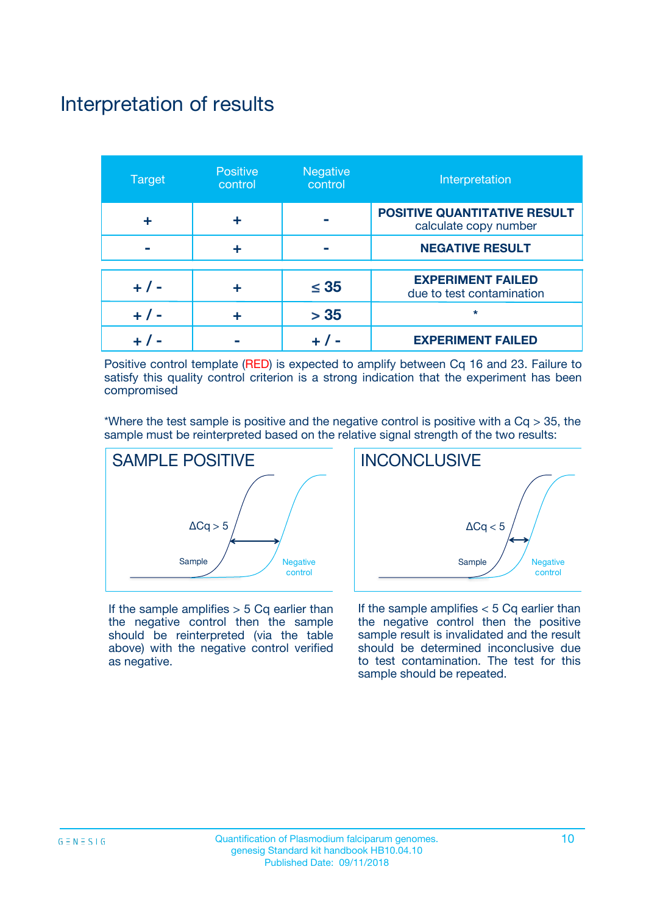# Interpretation of results

| Target | Positive control | Negative control | Interpretation |
|---|---|---|---|
| + | + | - | **POSITIVE QUANTITATIVE RESULT** calculate copy number |
| - | + | - | **NEGATIVE RESULT** |
| + / - | + | ≤ 35 | **EXPERIMENT FAILED** due to test contamination |
| + / - | + | > 35 | * |
| + / - | - | + / - | **EXPERIMENT FAILED** |

Positive control template (RED) is expected to amplify between Cq 16 and 23. Failure to satisfy this quality control criterion is a strong indication that the experiment has been compromised

*Where the test sample is positive and the negative control is positive with a Cq > 35, the sample must be reinterpreted based on the relative signal strength of the two results:

SAMPLE POSITIVE

ΔCq > 5

Sample

Negative control

If the sample amplifies > 5 Cq earlier than the negative control then the sample should be reinterpreted (via the table above) with the negative control verified as negative.

INCONCLUSIVE

ΔCq < 5

Sample

Negative control

If the sample amplifies < 5 Cq earlier than the negative control then the positive sample result is invalidated and the result should be determined inconclusive due to test contamination. The test for this sample should be repeated.